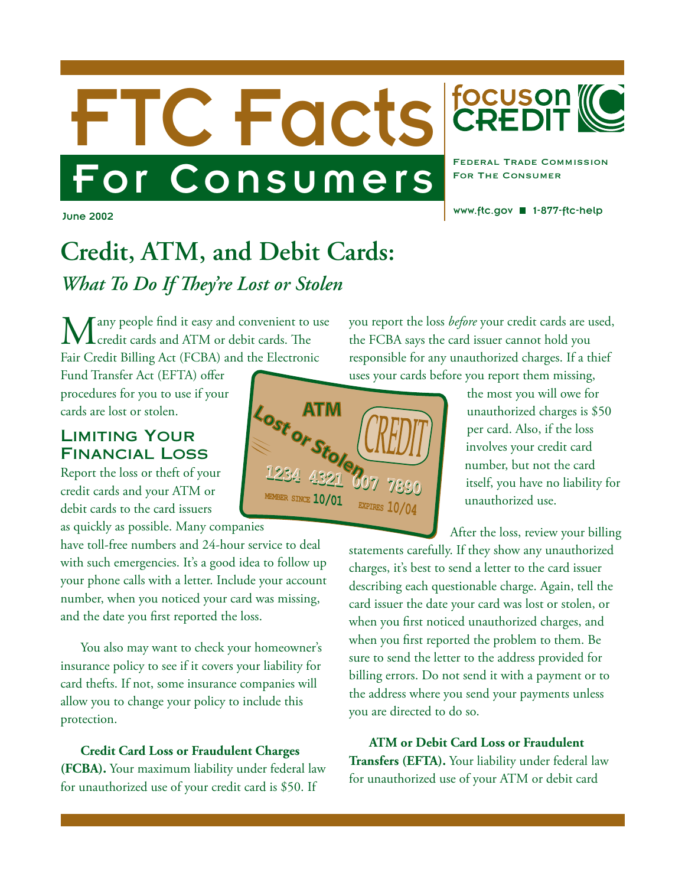# FTC Facts For Consumers

focus on CREDIT

FEDERAL TRADE COMMISSION FOR THE CONSUMER

June 2002

www.ftc.gov ■ 1-877-ftc-help

# Credit, ATM, and Debit Cards:

## *What To Do If They're Lost or Stolen*

Many people find it easy and convenient to use credit cards and ATM or debit cards. The Fair Credit Billing Act (FCBA) and the Electronic Fund Transfer Act (EFTA) offer procedures for you to use if your cards are lost or stolen.

### Limiting Your Financial Loss

Report the loss or theft of your credit cards and your ATM or debit cards to the card issuers as quickly as possible. Many companies have toll-free numbers and 24-hour service to deal with such emergencies. It's a good idea to follow up your phone calls with a letter. Include your account number, when you noticed your card was missing, and the date you first reported the loss.

You also may want to check your homeowner's insurance policy to see if it covers your liability for card thefts. If not, some insurance companies will allow you to change your policy to include this protection.

**Credit Card Loss or Fraudulent Charges (FCBA).** Your maximum liability under federal law for unauthorized use of your credit card is $50. If you report the loss *before* your credit cards are used, the FCBA says the card issuer cannot hold you responsible for any unauthorized charges. If a thief uses your cards before you report them missing, the most you will owe for unauthorized charges is $50 per card. Also, if the loss involves your credit card number, but not the card itself, you have no liability for unauthorized use.

After the loss, review your billing statements carefully. If they show any unauthorized charges, it's best to send a letter to the card issuer describing each questionable charge. Again, tell the card issuer the date your card was lost or stolen, or when you first noticed unauthorized charges, and when you first reported the problem to them. Be sure to send the letter to the address provided for billing errors. Do not send it with a payment or to the address where you send your payments unless you are directed to do so.

**ATM or Debit Card Loss or Fraudulent Transfers (EFTA).** Your liability under federal law for unauthorized use of your ATM or debit card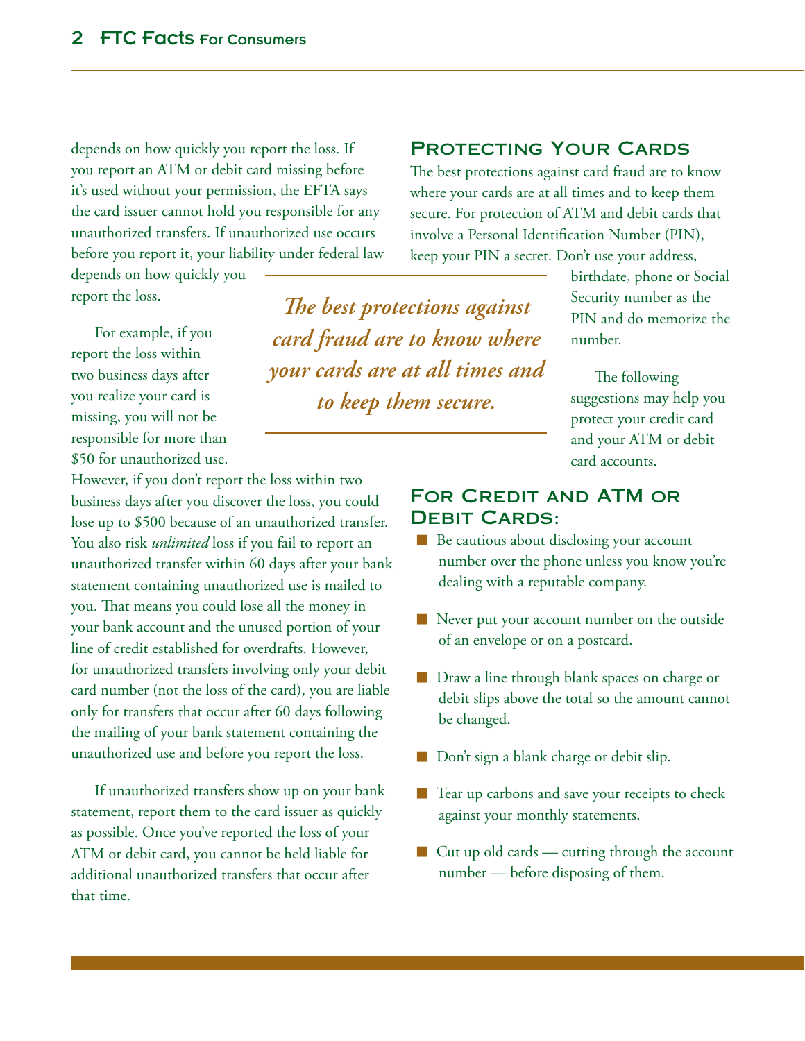depends on how quickly you report the loss. If you report an ATM or debit card missing before it's used without your permission, the EFTA says the card issuer cannot hold you responsible for any unauthorized transfers. If unauthorized use occurs before you report it, your liability under federal law depends on how quickly you report the loss.

For example, if you report the loss within two business days after you realize your card is missing, you will not be responsible for more than $50 for unauthorized use. However, if you don't report the loss within two business days after you discover the loss, you could lose up to $500 because of an unauthorized transfer. You also risk *unlimited* loss if you fail to report an unauthorized transfer within 60 days after your bank statement containing unauthorized use is mailed to you. That means you could lose all the money in your bank account and the unused portion of your line of credit established for overdrafts. However, for unauthorized transfers involving only your debit card number (not the loss of the card), you are liable only for transfers that occur after 60 days following the mailing of your bank statement containing the unauthorized use and before you report the loss.

If unauthorized transfers show up on your bank statement, report them to the card issuer as quickly as possible. Once you've reported the loss of your ATM or debit card, you cannot be held liable for additional unauthorized transfers that occur after that time.

*The best protections against card fraud are to know where your cards are at all times and to keep them secure.*

## Protecting Your Cards

The best protections against card fraud are to know where your cards are at all times and to keep them secure. For protection of ATM and debit cards that involve a Personal Identification Number (PIN), keep your PIN a secret. Don't use your address, birthdate, phone or Social Security number as the PIN and do memorize the number.

The following suggestions may help you protect your credit card and your ATM or debit card accounts.

## For Credit and ATM or Debit Cards:

- Be cautious about disclosing your account number over the phone unless you know you're dealing with a reputable company.
- Never put your account number on the outside of an envelope or on a postcard.
- Draw a line through blank spaces on charge or debit slips above the total so the amount cannot be changed.
- Don't sign a blank charge or debit slip.
- Tear up carbons and save your receipts to check against your monthly statements.
- Cut up old cards — cutting through the account number — before disposing of them.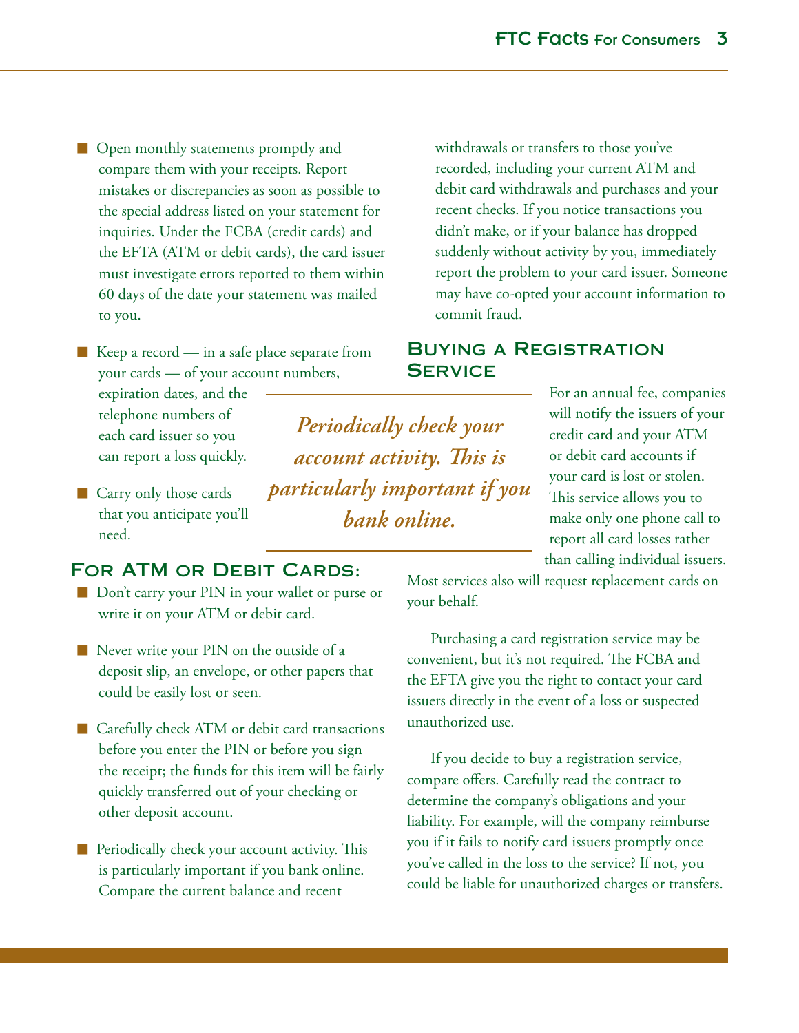- Open monthly statements promptly and compare them with your receipts. Report mistakes or discrepancies as soon as possible to the special address listed on your statement for inquiries. Under the FCBA (credit cards) and the EFTA (ATM or debit cards), the card issuer must investigate errors reported to them within 60 days of the date your statement was mailed to you.
- Keep a record — in a safe place separate from your cards — of your account numbers, expiration dates, and the telephone numbers of each card issuer so you can report a loss quickly.
- Carry only those cards that you anticipate you'll need.

## For ATM or Debit Cards:

- Don't carry your PIN in your wallet or purse or write it on your ATM or debit card.
- Never write your PIN on the outside of a deposit slip, an envelope, or other papers that could be easily lost or seen.
- Carefully check ATM or debit card transactions before you enter the PIN or before you sign the receipt; the funds for this item will be fairly quickly transferred out of your checking or other deposit account.
- Periodically check your account activity. This is particularly important if you bank online. Compare the current balance and recent withdrawals or transfers to those you've recorded, including your current ATM and debit card withdrawals and purchases and your recent checks. If you notice transactions you didn't make, or if your balance has dropped suddenly without activity by you, immediately report the problem to your card issuer. Someone may have co-opted your account information to commit fraud.

*Periodically check your account activity. This is particularly important if you bank online.*

## Buying a Registration Service

For an annual fee, companies will notify the issuers of your credit card and your ATM or debit card accounts if your card is lost or stolen. This service allows you to make only one phone call to report all card losses rather than calling individual issuers. Most services also will request replacement cards on your behalf.

Purchasing a card registration service may be convenient, but it's not required. The FCBA and the EFTA give you the right to contact your card issuers directly in the event of a loss or suspected unauthorized use.

If you decide to buy a registration service, compare offers. Carefully read the contract to determine the company's obligations and your liability. For example, will the company reimburse you if it fails to notify card issuers promptly once you've called in the loss to the service? If not, you could be liable for unauthorized charges or transfers.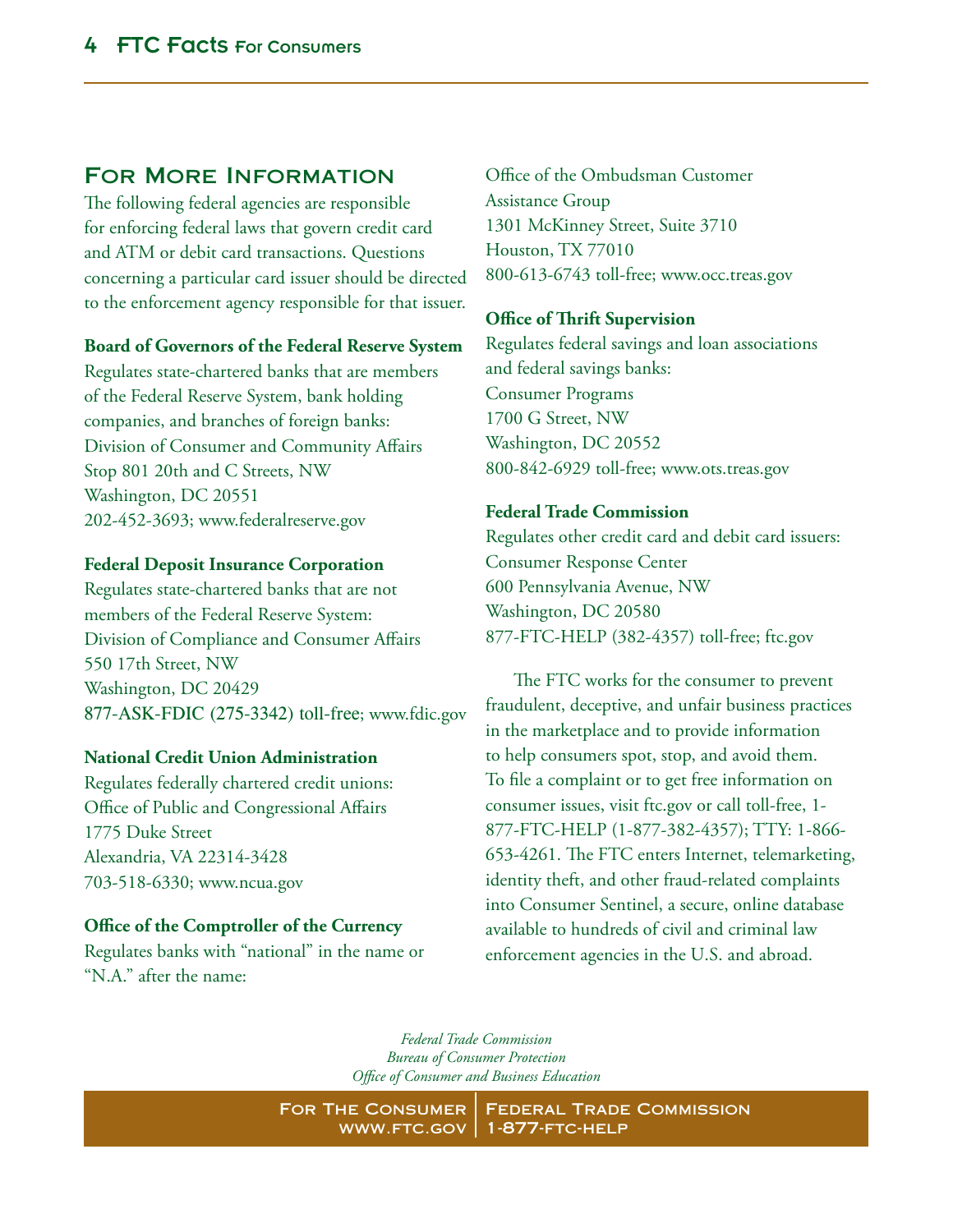## For More Information

The following federal agencies are responsible for enforcing federal laws that govern credit card and ATM or debit card transactions. Questions concerning a particular card issuer should be directed to the enforcement agency responsible for that issuer.

**Board of Governors of the Federal Reserve System**
Regulates state-chartered banks that are members of the Federal Reserve System, bank holding companies, and branches of foreign banks:
Division of Consumer and Community Affairs
Stop 801 20th and C Streets, NW
Washington, DC 20551
202-452-3693; www.federalreserve.gov

**Federal Deposit Insurance Corporation**
Regulates state-chartered banks that are not members of the Federal Reserve System:
Division of Compliance and Consumer Affairs
550 17th Street, NW
Washington, DC 20429
877-ASK-FDIC (275-3342) toll-free; www.fdic.gov

**National Credit Union Administration**
Regulates federally chartered credit unions:
Office of Public and Congressional Affairs
1775 Duke Street
Alexandria, VA 22314-3428
703-518-6330; www.ncua.gov

**Office of the Comptroller of the Currency**
Regulates banks with "national" in the name or "N.A." after the name:
Office of the Ombudsman Customer Assistance Group
1301 McKinney Street, Suite 3710
Houston, TX 77010
800-613-6743 toll-free; www.occ.treas.gov

**Office of Thrift Supervision**
Regulates federal savings and loan associations and federal savings banks:
Consumer Programs
1700 G Street, NW
Washington, DC 20552
800-842-6929 toll-free; www.ots.treas.gov

**Federal Trade Commission**
Regulates other credit card and debit card issuers:
Consumer Response Center
600 Pennsylvania Avenue, NW
Washington, DC 20580
877-FTC-HELP (382-4357) toll-free; ftc.gov

The FTC works for the consumer to prevent fraudulent, deceptive, and unfair business practices in the marketplace and to provide information to help consumers spot, stop, and avoid them. To file a complaint or to get free information on consumer issues, visit ftc.gov or call toll-free, 1-877-FTC-HELP (1-877-382-4357); TTY: 1-866-653-4261. The FTC enters Internet, telemarketing, identity theft, and other fraud-related complaints into Consumer Sentinel, a secure, online database available to hundreds of civil and criminal law enforcement agencies in the U.S. and abroad.

*Federal Trade Commission*
*Bureau of Consumer Protection*
*Office of Consumer and Business Education*

For The Consumer | Federal Trade Commission
www.ftc.gov | 1-877-ftc-help